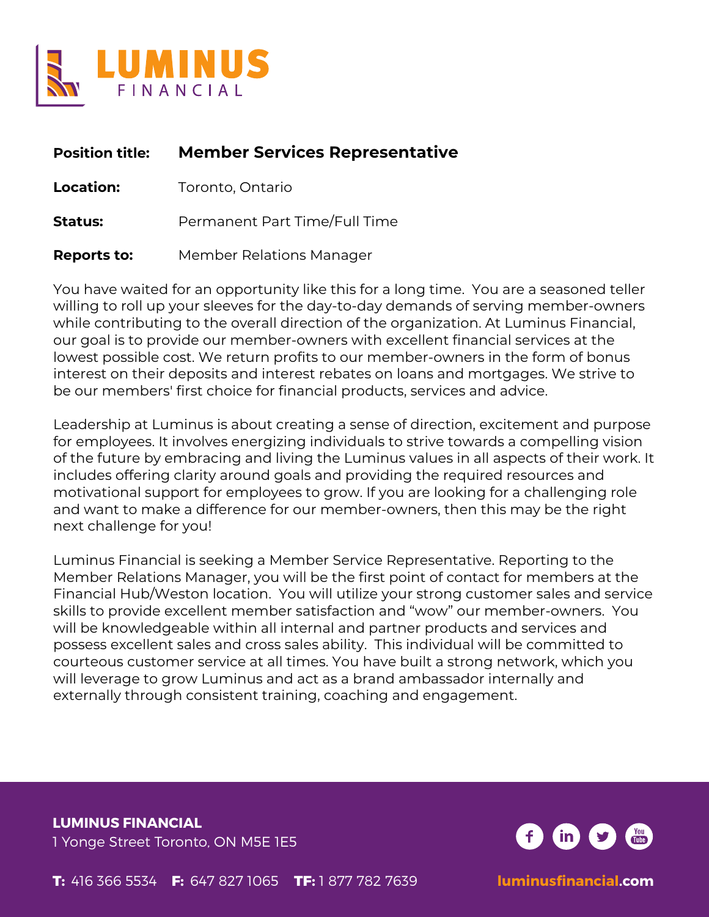# LUMINUS FINANCIAL

| | |
|---|---|
| **Position title:** | **Member Services Representative** |
| **Location:** | Toronto, Ontario |
| **Status:** | Permanent Part Time/Full Time |
| **Reports to:** | Member Relations Manager |

You have waited for an opportunity like this for a long time. You are a seasoned teller willing to roll up your sleeves for the day-to-day demands of serving member-owners while contributing to the overall direction of the organization. At Luminus Financial, our goal is to provide our member-owners with excellent financial services at the lowest possible cost. We return profits to our member-owners in the form of bonus interest on their deposits and interest rebates on loans and mortgages. We strive to be our members' first choice for financial products, services and advice.

Leadership at Luminus is about creating a sense of direction, excitement and purpose for employees. It involves energizing individuals to strive towards a compelling vision of the future by embracing and living the Luminus values in all aspects of their work. It includes offering clarity around goals and providing the required resources and motivational support for employees to grow. If you are looking for a challenging role and want to make a difference for our member-owners, then this may be the right next challenge for you!

Luminus Financial is seeking a Member Service Representative. Reporting to the Member Relations Manager, you will be the first point of contact for members at the Financial Hub/Weston location. You will utilize your strong customer sales and service skills to provide excellent member satisfaction and "wow" our member-owners. You will be knowledgeable within all internal and partner products and services and possess excellent sales and cross sales ability. This individual will be committed to courteous customer service at all times. You have built a strong network, which you will leverage to grow Luminus and act as a brand ambassador internally and externally through consistent training, coaching and engagement.

**LUMINUS FINANCIAL**
1 Yonge Street Toronto, ON M5E 1E5

**T:** 416 366 5534 **F:** 647 827 1065 **TF:** 1 877 782 7639

luminusfinancial.com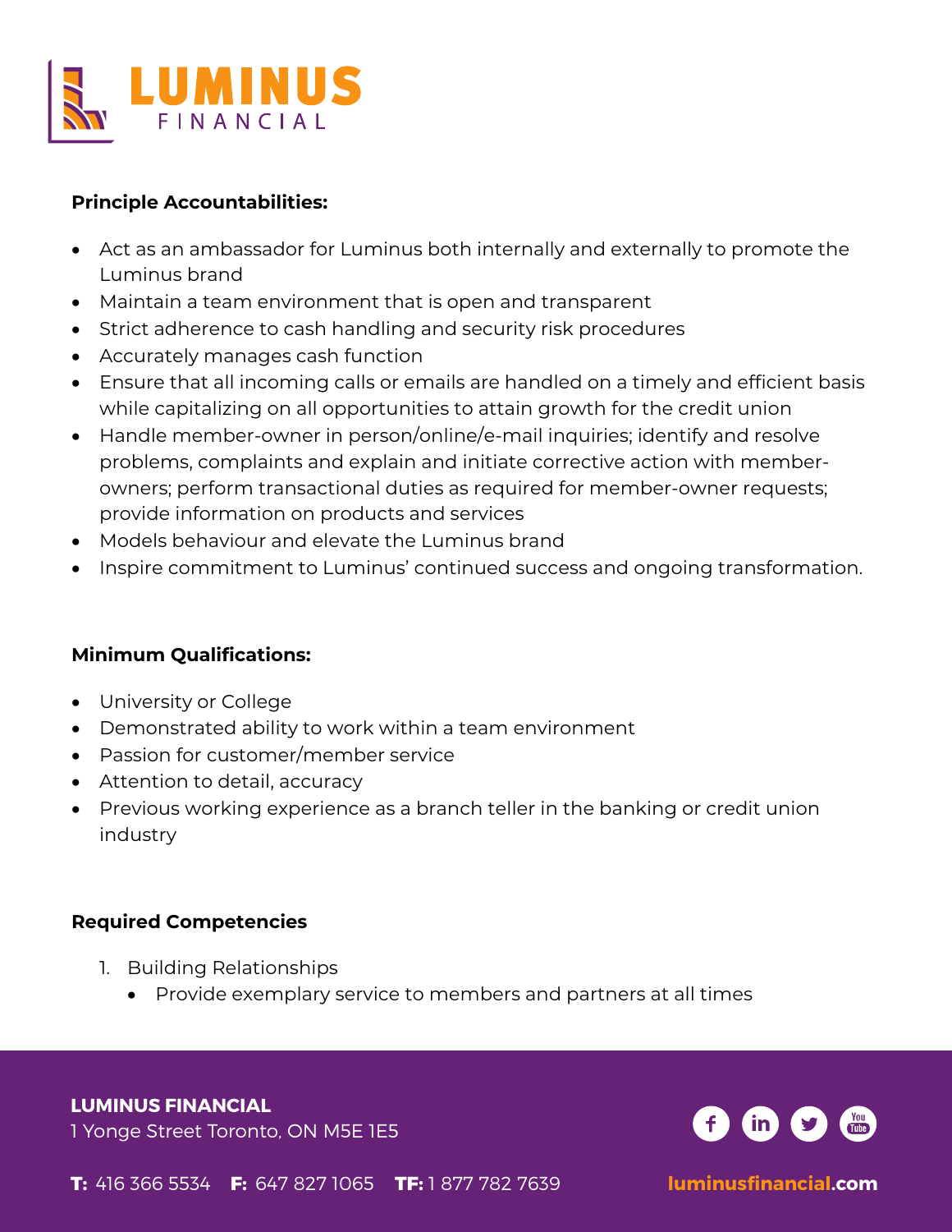**Principle Accountabilities:**

- Act as an ambassador for Luminus both internally and externally to promote the Luminus brand
- Maintain a team environment that is open and transparent
- Strict adherence to cash handling and security risk procedures
- Accurately manages cash function
- Ensure that all incoming calls or emails are handled on a timely and efficient basis while capitalizing on all opportunities to attain growth for the credit union
- Handle member-owner in person/online/e-mail inquiries; identify and resolve problems, complaints and explain and initiate corrective action with member-owners; perform transactional duties as required for member-owner requests; provide information on products and services
- Models behaviour and elevate the Luminus brand
- Inspire commitment to Luminus' continued success and ongoing transformation.

**Minimum Qualifications:**

- University or College
- Demonstrated ability to work within a team environment
- Passion for customer/member service
- Attention to detail, accuracy
- Previous working experience as a branch teller in the banking or credit union industry

**Required Competencies**

1. Building Relationships
   - Provide exemplary service to members and partners at all times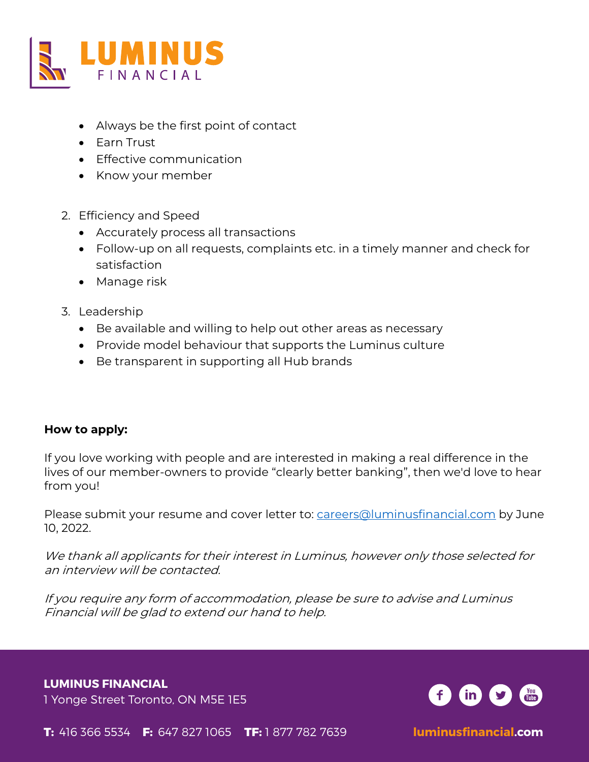- Always be the first point of contact
- Earn Trust
- Effective communication
- Know your member

2. Efficiency and Speed
   - Accurately process all transactions
   - Follow-up on all requests, complaints etc. in a timely manner and check for satisfaction
   - Manage risk

3. Leadership
   - Be available and willing to help out other areas as necessary
   - Provide model behaviour that supports the Luminus culture
   - Be transparent in supporting all Hub brands

**How to apply:**

If you love working with people and are interested in making a real difference in the lives of our member-owners to provide "clearly better banking", then we'd love to hear from you!

Please submit your resume and cover letter to: careers@luminusfinancial.com by June 10, 2022.

*We thank all applicants for their interest in Luminus, however only those selected for an interview will be contacted.*

*If you require any form of accommodation, please be sure to advise and Luminus Financial will be glad to extend our hand to help.*

**LUMINUS FINANCIAL**
1 Yonge Street Toronto, ON M5E 1E5

**T:** 416 366 5534 **F:** 647 827 1065 **TF:** 1 877 782 7639

**luminusfinancial.com**